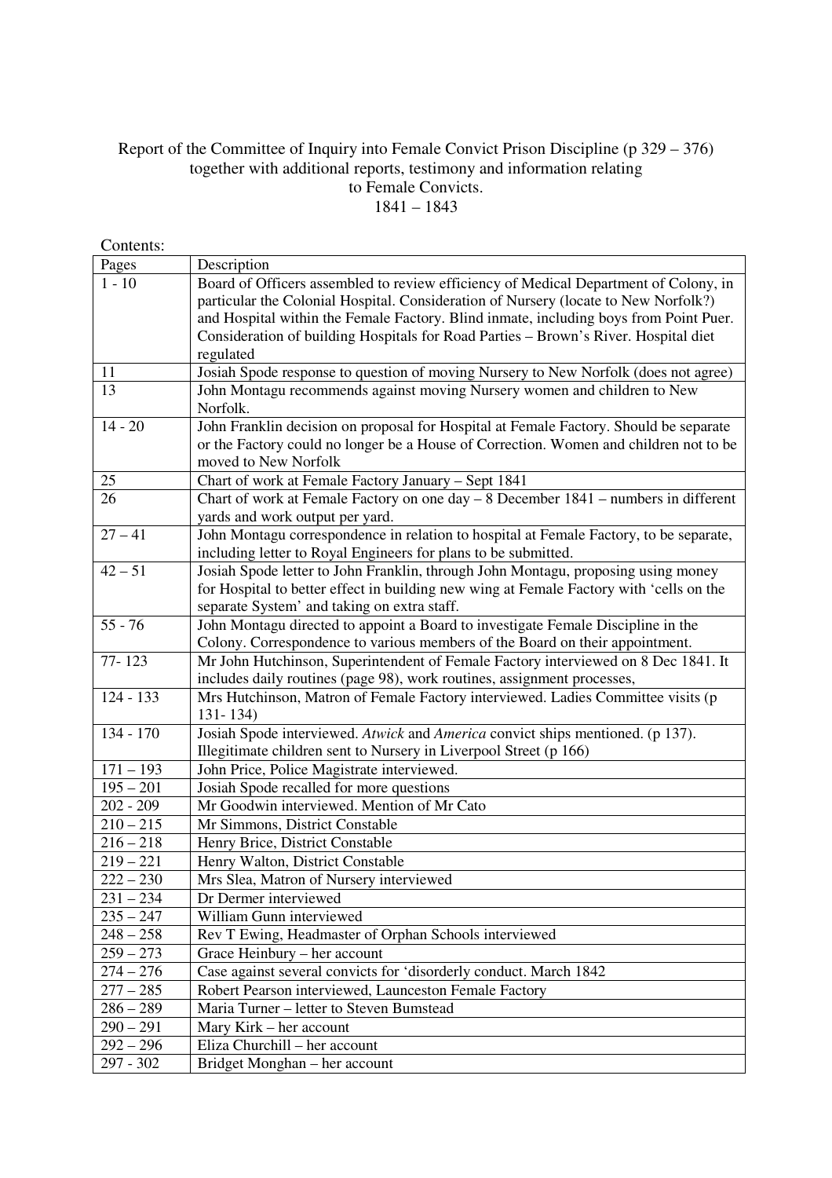# Report of the Committee of Inquiry into Female Convict Prison Discipline (p 329 – 376) together with additional reports, testimony and information relating to Female Convicts.
## 1841 – 1843

Contents:

| Pages | Description |
|---|---|
| 1 - 10 | Board of Officers assembled to review efficiency of Medical Department of Colony, in particular the Colonial Hospital. Consideration of Nursery (locate to New Norfolk?) and Hospital within the Female Factory. Blind inmate, including boys from Point Puer. Consideration of building Hospitals for Road Parties – Brown's River. Hospital diet regulated |
| 11 | Josiah Spode response to question of moving Nursery to New Norfolk (does not agree) |
| 13 | John Montagu recommends against moving Nursery women and children to New Norfolk. |
| 14 - 20 | John Franklin decision on proposal for Hospital at Female Factory. Should be separate or the Factory could no longer be a House of Correction. Women and children not to be moved to New Norfolk |
| 25 | Chart of work at Female Factory January – Sept 1841 |
| 26 | Chart of work at Female Factory on one day – 8 December 1841 – numbers in different yards and work output per yard. |
| 27 – 41 | John Montagu correspondence in relation to hospital at Female Factory, to be separate, including letter to Royal Engineers for plans to be submitted. |
| 42 – 51 | Josiah Spode letter to John Franklin, through John Montagu, proposing using money for Hospital to better effect in building new wing at Female Factory with 'cells on the separate System' and taking on extra staff. |
| 55 - 76 | John Montagu directed to appoint a Board to investigate Female Discipline in the Colony. Correspondence to various members of the Board on their appointment. |
| 77- 123 | Mr John Hutchinson, Superintendent of Female Factory interviewed on 8 Dec 1841. It includes daily routines (page 98), work routines, assignment processes, |
| 124 - 133 | Mrs Hutchinson, Matron of Female Factory interviewed. Ladies Committee visits (p 131- 134) |
| 134 - 170 | Josiah Spode interviewed. *Atwick* and *America* convict ships mentioned. (p 137). Illegitimate children sent to Nursery in Liverpool Street (p 166) |
| 171 – 193 | John Price, Police Magistrate interviewed. |
| 195 – 201 | Josiah Spode recalled for more questions |
| 202 - 209 | Mr Goodwin interviewed. Mention of Mr Cato |
| 210 – 215 | Mr Simmons, District Constable |
| 216 – 218 | Henry Brice, District Constable |
| 219 – 221 | Henry Walton, District Constable |
| 222 – 230 | Mrs Slea, Matron of Nursery interviewed |
| 231 – 234 | Dr Dermer interviewed |
| 235 – 247 | William Gunn interviewed |
| 248 – 258 | Rev T Ewing, Headmaster of Orphan Schools interviewed |
| 259 – 273 | Grace Heinbury – her account |
| 274 – 276 | Case against several convicts for 'disorderly conduct. March 1842 |
| 277 – 285 | Robert Pearson interviewed, Launceston Female Factory |
| 286 – 289 | Maria Turner – letter to Steven Bumstead |
| 290 – 291 | Mary Kirk – her account |
| 292 – 296 | Eliza Churchill – her account |
| 297 - 302 | Bridget Monghan – her account |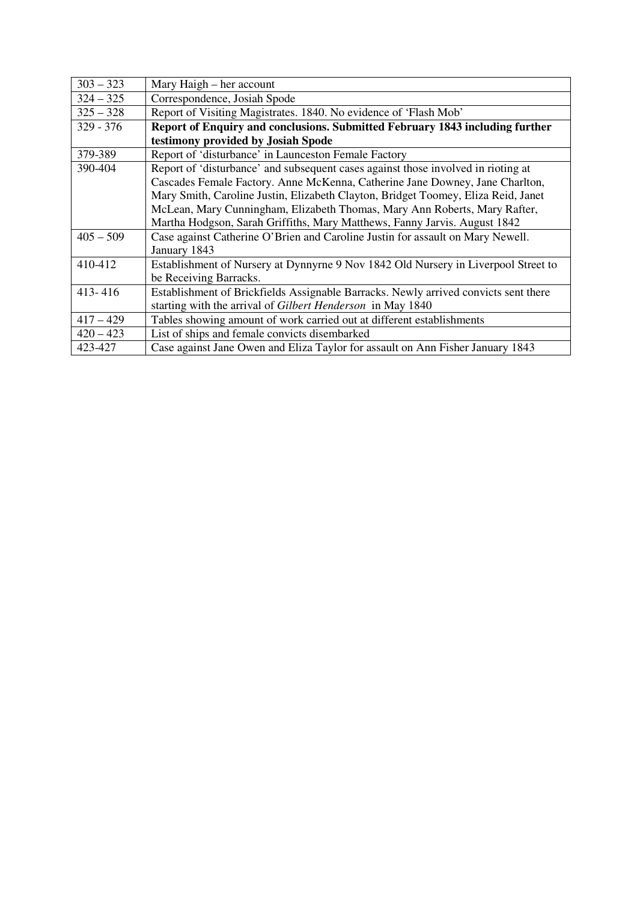| | |
|---|---|
| 303 – 323 | Mary Haigh – her account |
| 324 – 325 | Correspondence, Josiah Spode |
| 325 – 328 | Report of Visiting Magistrates. 1840. No evidence of 'Flash Mob' |
| 329 - 376 | **Report of Enquiry and conclusions. Submitted February 1843 including further testimony provided by Josiah Spode** |
| 379-389 | Report of 'disturbance' in Launceston Female Factory |
| 390-404 | Report of 'disturbance' and subsequent cases against those involved in rioting at Cascades Female Factory. Anne McKenna, Catherine Jane Downey, Jane Charlton, Mary Smith, Caroline Justin, Elizabeth Clayton, Bridget Toomey, Eliza Reid, Janet McLean, Mary Cunningham, Elizabeth Thomas, Mary Ann Roberts, Mary Rafter, Martha Hodgson, Sarah Griffiths, Mary Matthews, Fanny Jarvis. August 1842 |
| 405 – 509 | Case against Catherine O'Brien and Caroline Justin for assault on Mary Newell. January 1843 |
| 410-412 | Establishment of Nursery at Dynnyrne 9 Nov 1842 Old Nursery in Liverpool Street to be Receiving Barracks. |
| 413- 416 | Establishment of Brickfields Assignable Barracks. Newly arrived convicts sent there starting with the arrival of *Gilbert Henderson* in May 1840 |
| 417 – 429 | Tables showing amount of work carried out at different establishments |
| 420 – 423 | List of ships and female convicts disembarked |
| 423-427 | Case against Jane Owen and Eliza Taylor for assault on Ann Fisher January 1843 |